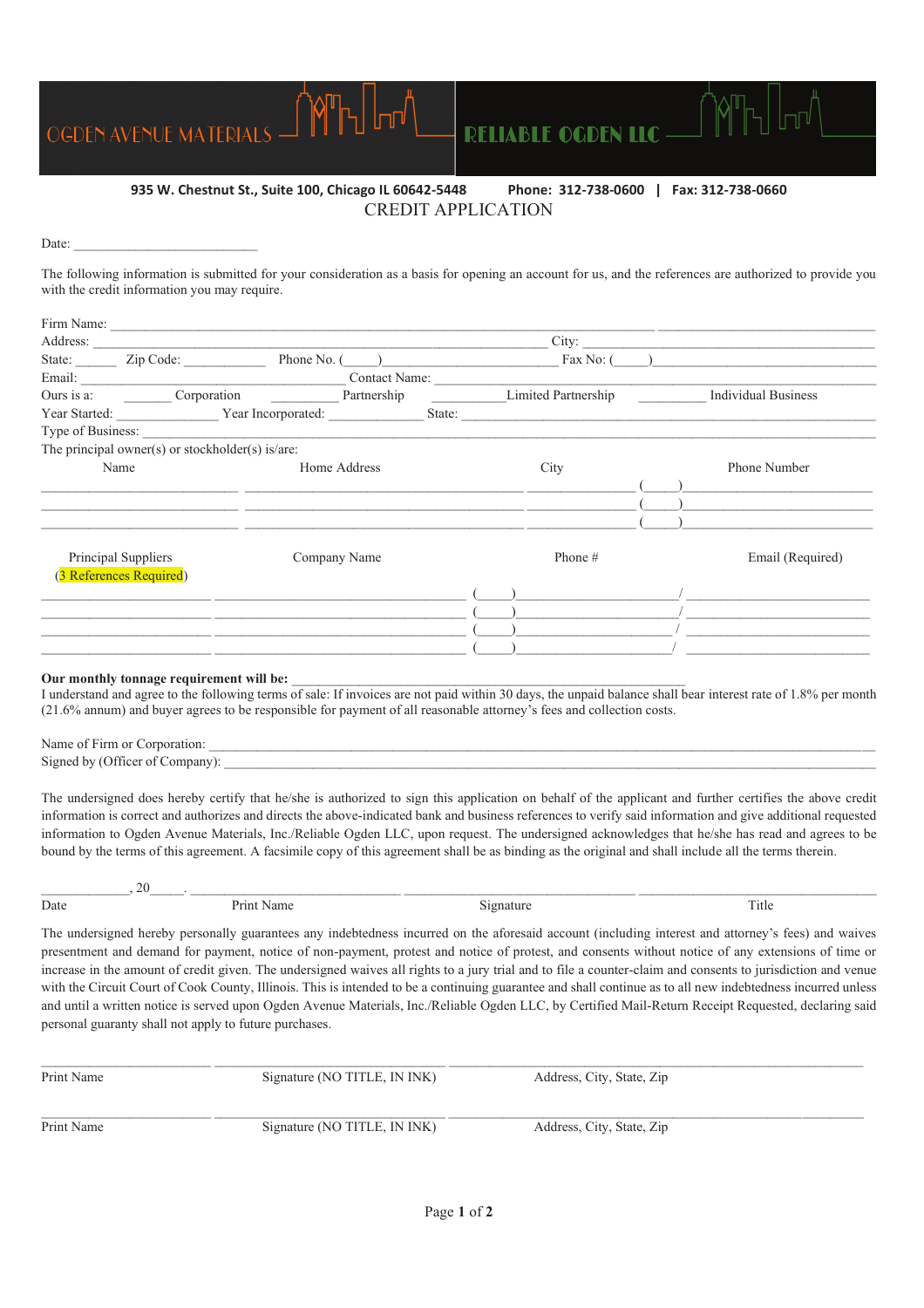OGDEN AVENUE MATERIALS | RELIABLE OGDEN LLC

**935 W. Chestnut St., Suite 100, Chicago IL 60642-5448     Phone: 312-738-0600 | Fax: 312-738-0660**

# CREDIT APPLICATION

Date: ___________________________

The following information is submitted for your consideration as a basis for opening an account for us, and the references are authorized to provide you with the credit information you may require.

Firm Name: ______________________________________________________________________________________________

Address: ___________________________________________________ City: _________________________________________

State: ______ Zip Code: ____________ Phone No. (____) _______________________ Fax No: (____) ____________________

Email: ______________________________________ Contact Name: ___________________________________________________

Ours is a: _______ Corporation _________ Partnership __________ Limited Partnership _________ Individual Business

Year Started: ______________ Year Incorporated: _____________ State: _________________________________________

Type of Business: ____________________________________________________________________________________________

The principal owner(s) or stockholder(s) is/are:

| Name | Home Address | City | Phone Number |
|---|---|---|---|
| | | | (____) |
| | | | (____) |
| | | | (____) |

| Principal Suppliers (3 References Required) | Company Name | Phone # | Email (Required) |
|---|---|---|---|
| | | (____) / | |
| | | (____) / | |
| | | (____) / | |
| | | (____) / | |

**Our monthly tonnage requirement will be:** ______________________________________________________

I understand and agree to the following terms of sale: If invoices are not paid within 30 days, the unpaid balance shall bear interest rate of 1.8% per month (21.6% annum) and buyer agrees to be responsible for payment of all reasonable attorney's fees and collection costs.

Name of Firm or Corporation: __________________________________________________________________________

Signed by (Officer of Company): ________________________________________________________________________

The undersigned does hereby certify that he/she is authorized to sign this application on behalf of the applicant and further certifies the above credit information is correct and authorizes and directs the above-indicated bank and business references to verify said information and give additional requested information to Ogden Avenue Materials, Inc./Reliable Ogden LLC, upon request. The undersigned acknowledges that he/she has read and agrees to be bound by the terms of this agreement. A facsimile copy of this agreement shall be as binding as the original and shall include all the terms therein.

____________, 20____. ______________________ ______________________ ______________________

Date     Print Name     Signature     Title

The undersigned hereby personally guarantees any indebtedness incurred on the aforesaid account (including interest and attorney's fees) and waives presentment and demand for payment, notice of non-payment, protest and notice of protest, and consents without notice of any extensions of time or increase in the amount of credit given. The undersigned waives all rights to a jury trial and to file a counter-claim and consents to jurisdiction and venue with the Circuit Court of Cook County, Illinois. This is intended to be a continuing guarantee and shall continue as to all new indebtedness incurred unless and until a written notice is served upon Ogden Avenue Materials, Inc./Reliable Ogden LLC, by Certified Mail-Return Receipt Requested, declaring said personal guaranty shall not apply to future purchases.

______________________ ______________________ ______________________

Print Name     Signature (NO TITLE, IN INK)     Address, City, State, Zip

______________________ ______________________ ______________________

Print Name     Signature (NO TITLE, IN INK)     Address, City, State, Zip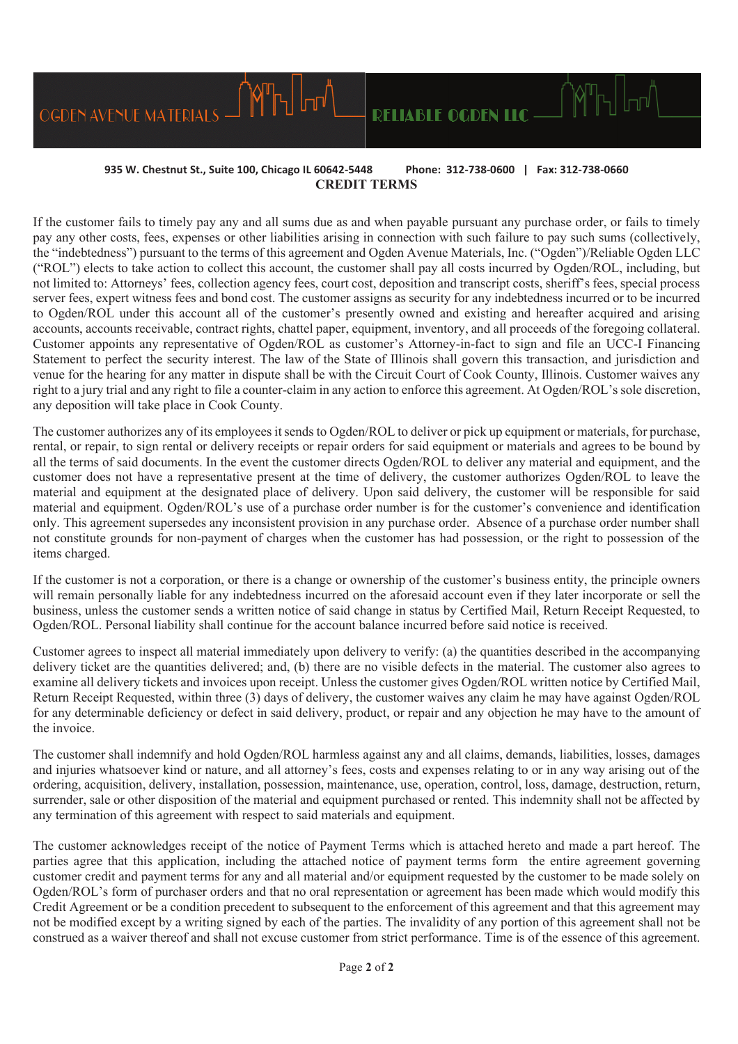OGDEN AVENUE MATERIALS | RELIABLE OGDEN LLC

**935 W. Chestnut St., Suite 100, Chicago IL 60642-5448 Phone: 312-738-0600 | Fax: 312-738-0660**

# CREDIT TERMS

If the customer fails to timely pay any and all sums due as and when payable pursuant any purchase order, or fails to timely pay any other costs, fees, expenses or other liabilities arising in connection with such failure to pay such sums (collectively, the "indebtedness") pursuant to the terms of this agreement and Ogden Avenue Materials, Inc. ("Ogden")/Reliable Ogden LLC ("ROL") elects to take action to collect this account, the customer shall pay all costs incurred by Ogden/ROL, including, but not limited to: Attorneys' fees, collection agency fees, court cost, deposition and transcript costs, sheriff's fees, special process server fees, expert witness fees and bond cost. The customer assigns as security for any indebtedness incurred or to be incurred to Ogden/ROL under this account all of the customer's presently owned and existing and hereafter acquired and arising accounts, accounts receivable, contract rights, chattel paper, equipment, inventory, and all proceeds of the foregoing collateral. Customer appoints any representative of Ogden/ROL as customer's Attorney-in-fact to sign and file an UCC-I Financing Statement to perfect the security interest. The law of the State of Illinois shall govern this transaction, and jurisdiction and venue for the hearing for any matter in dispute shall be with the Circuit Court of Cook County, Illinois. Customer waives any right to a jury trial and any right to file a counter-claim in any action to enforce this agreement. At Ogden/ROL's sole discretion, any deposition will take place in Cook County.

The customer authorizes any of its employees it sends to Ogden/ROL to deliver or pick up equipment or materials, for purchase, rental, or repair, to sign rental or delivery receipts or repair orders for said equipment or materials and agrees to be bound by all the terms of said documents. In the event the customer directs Ogden/ROL to deliver any material and equipment, and the customer does not have a representative present at the time of delivery, the customer authorizes Ogden/ROL to leave the material and equipment at the designated place of delivery. Upon said delivery, the customer will be responsible for said material and equipment. Ogden/ROL's use of a purchase order number is for the customer's convenience and identification only. This agreement supersedes any inconsistent provision in any purchase order. Absence of a purchase order number shall not constitute grounds for non-payment of charges when the customer has had possession, or the right to possession of the items charged.

If the customer is not a corporation, or there is a change or ownership of the customer's business entity, the principle owners will remain personally liable for any indebtedness incurred on the aforesaid account even if they later incorporate or sell the business, unless the customer sends a written notice of said change in status by Certified Mail, Return Receipt Requested, to Ogden/ROL. Personal liability shall continue for the account balance incurred before said notice is received.

Customer agrees to inspect all material immediately upon delivery to verify: (a) the quantities described in the accompanying delivery ticket are the quantities delivered; and, (b) there are no visible defects in the material. The customer also agrees to examine all delivery tickets and invoices upon receipt. Unless the customer gives Ogden/ROL written notice by Certified Mail, Return Receipt Requested, within three (3) days of delivery, the customer waives any claim he may have against Ogden/ROL for any determinable deficiency or defect in said delivery, product, or repair and any objection he may have to the amount of the invoice.

The customer shall indemnify and hold Ogden/ROL harmless against any and all claims, demands, liabilities, losses, damages and injuries whatsoever kind or nature, and all attorney's fees, costs and expenses relating to or in any way arising out of the ordering, acquisition, delivery, installation, possession, maintenance, use, operation, control, loss, damage, destruction, return, surrender, sale or other disposition of the material and equipment purchased or rented. This indemnity shall not be affected by any termination of this agreement with respect to said materials and equipment.

The customer acknowledges receipt of the notice of Payment Terms which is attached hereto and made a part hereof. The parties agree that this application, including the attached notice of payment terms form the entire agreement governing customer credit and payment terms for any and all material and/or equipment requested by the customer to be made solely on Ogden/ROL's form of purchaser orders and that no oral representation or agreement has been made which would modify this Credit Agreement or be a condition precedent to subsequent to the enforcement of this agreement and that this agreement may not be modified except by a writing signed by each of the parties. The invalidity of any portion of this agreement shall not be construed as a waiver thereof and shall not excuse customer from strict performance. Time is of the essence of this agreement.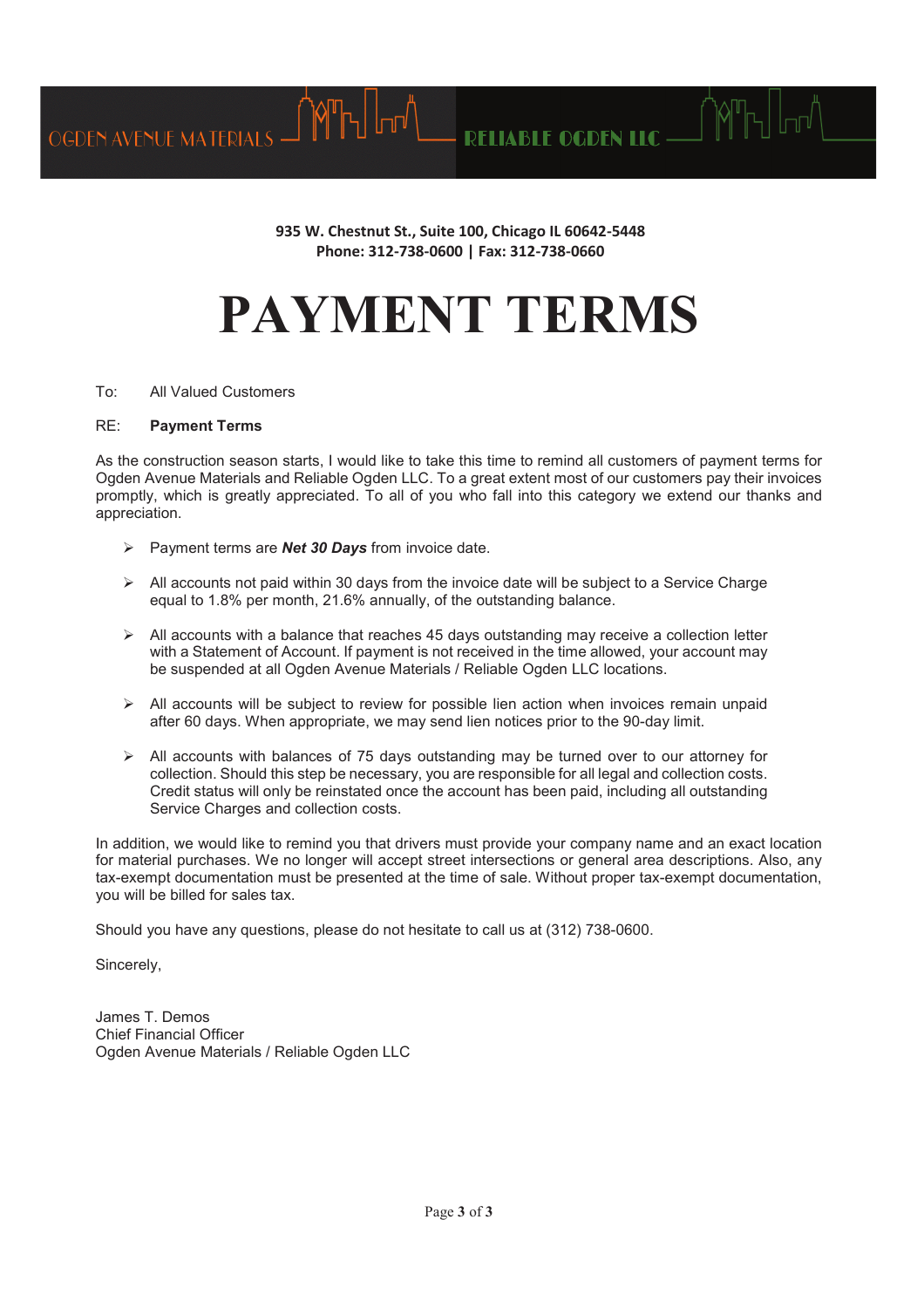OGDEN AVENUE MATERIALS RELIABLE OGDEN LLC

**935 W. Chestnut St., Suite 100, Chicago IL 60642-5448**
**Phone: 312-738-0600 | Fax: 312-738-0660**

# PAYMENT TERMS

To: All Valued Customers

RE: **Payment Terms**

As the construction season starts, I would like to take this time to remind all customers of payment terms for Ogden Avenue Materials and Reliable Ogden LLC. To a great extent most of our customers pay their invoices promptly, which is greatly appreciated. To all of you who fall into this category we extend our thanks and appreciation.

- Payment terms are ***Net 30 Days*** from invoice date.
- All accounts not paid within 30 days from the invoice date will be subject to a Service Charge equal to 1.8% per month, 21.6% annually, of the outstanding balance.
- All accounts with a balance that reaches 45 days outstanding may receive a collection letter with a Statement of Account. If payment is not received in the time allowed, your account may be suspended at all Ogden Avenue Materials / Reliable Ogden LLC locations.
- All accounts will be subject to review for possible lien action when invoices remain unpaid after 60 days. When appropriate, we may send lien notices prior to the 90-day limit.
- All accounts with balances of 75 days outstanding may be turned over to our attorney for collection. Should this step be necessary, you are responsible for all legal and collection costs. Credit status will only be reinstated once the account has been paid, including all outstanding Service Charges and collection costs.

In addition, we would like to remind you that drivers must provide your company name and an exact location for material purchases. We no longer will accept street intersections or general area descriptions. Also, any tax-exempt documentation must be presented at the time of sale. Without proper tax-exempt documentation, you will be billed for sales tax.

Should you have any questions, please do not hesitate to call us at (312) 738-0600.

Sincerely,

James T. Demos
Chief Financial Officer
Ogden Avenue Materials / Reliable Ogden LLC